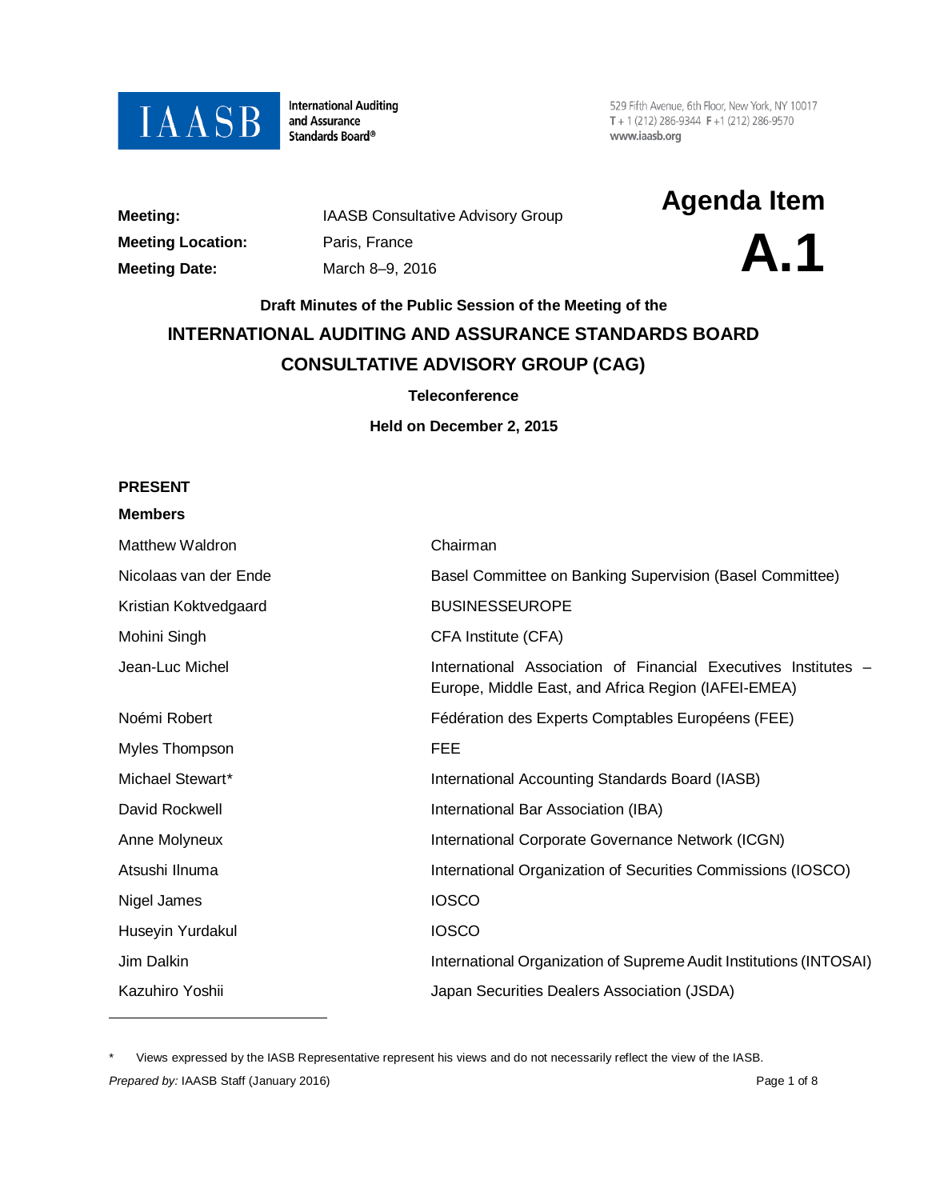IAASB International Auditing and Assurance Standards Board®

529 Fifth Avenue, 6th Floor, New York, NY 10017
T + 1 (212) 286-9344 F +1 (212) 286-9570
www.iaasb.org

| | |
|---|---|
| **Meeting:** | IAASB Consultative Advisory Group |
| **Meeting Location:** | Paris, France |
| **Meeting Date:** | March 8–9, 2016 |

# Agenda Item A.1

**Draft Minutes of the Public Session of the Meeting of the**

## INTERNATIONAL AUDITING AND ASSURANCE STANDARDS BOARD CONSULTATIVE ADVISORY GROUP (CAG)

**Teleconference**

**Held on December 2, 2015**

**PRESENT**

**Members**

| | |
|---|---|
| Matthew Waldron | Chairman |
| Nicolaas van der Ende | Basel Committee on Banking Supervision (Basel Committee) |
| Kristian Koktvedgaard | BUSINESSEUROPE |
| Mohini Singh | CFA Institute (CFA) |
| Jean-Luc Michel | International Association of Financial Executives Institutes – Europe, Middle East, and Africa Region (IAFEI-EMEA) |
| Noémi Robert | Fédération des Experts Comptables Européens (FEE) |
| Myles Thompson | FEE |
| Michael Stewart* | International Accounting Standards Board (IASB) |
| David Rockwell | International Bar Association (IBA) |
| Anne Molyneux | International Corporate Governance Network (ICGN) |
| Atsushi Ilnuma | International Organization of Securities Commissions (IOSCO) |
| Nigel James | IOSCO |
| Huseyin Yurdakul | IOSCO |
| Jim Dalkin | International Organization of Supreme Audit Institutions (INTOSAI) |
| Kazuhiro Yoshii | Japan Securities Dealers Association (JSDA) |

\* Views expressed by the IASB Representative represent his views and do not necessarily reflect the view of the IASB.

*Prepared by:* IAASB Staff (January 2016)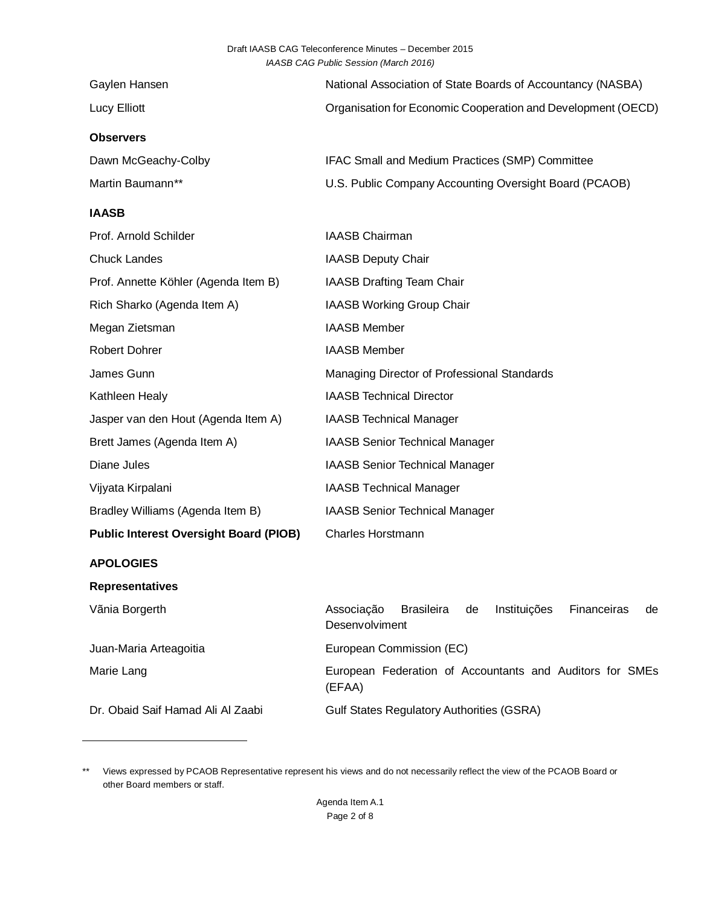| | |
|---|---|
| Gaylen Hansen | National Association of State Boards of Accountancy (NASBA) |
| Lucy Elliott | Organisation for Economic Cooperation and Development (OECD) |

**Observers**

| | |
|---|---|
| Dawn McGeachy-Colby | IFAC Small and Medium Practices (SMP) Committee |
| Martin Baumann** | U.S. Public Company Accounting Oversight Board (PCAOB) |

**IAASB**

| | |
|---|---|
| Prof. Arnold Schilder | IAASB Chairman |
| Chuck Landes | IAASB Deputy Chair |
| Prof. Annette Köhler (Agenda Item B) | IAASB Drafting Team Chair |
| Rich Sharko (Agenda Item A) | IAASB Working Group Chair |
| Megan Zietsman | IAASB Member |
| Robert Dohrer | IAASB Member |
| James Gunn | Managing Director of Professional Standards |
| Kathleen Healy | IAASB Technical Director |
| Jasper van den Hout (Agenda Item A) | IAASB Technical Manager |
| Brett James (Agenda Item A) | IAASB Senior Technical Manager |
| Diane Jules | IAASB Senior Technical Manager |
| Vijyata Kirpalani | IAASB Technical Manager |
| Bradley Williams (Agenda Item B) | IAASB Senior Technical Manager |
| **Public Interest Oversight Board (PIOB)** | Charles Horstmann |

**APOLOGIES**

**Representatives**

| | |
|---|---|
| Vãnia Borgerth | Associação Brasileira de Instituições Financeiras de Desenvolviment |
| Juan-Maria Arteagoitia | European Commission (EC) |
| Marie Lang | European Federation of Accountants and Auditors for SMEs (EFAA) |
| Dr. Obaid Saif Hamad Ali Al Zaabi | Gulf States Regulatory Authorities (GSRA) |

** Views expressed by PCAOB Representative represent his views and do not necessarily reflect the view of the PCAOB Board or other Board members or staff.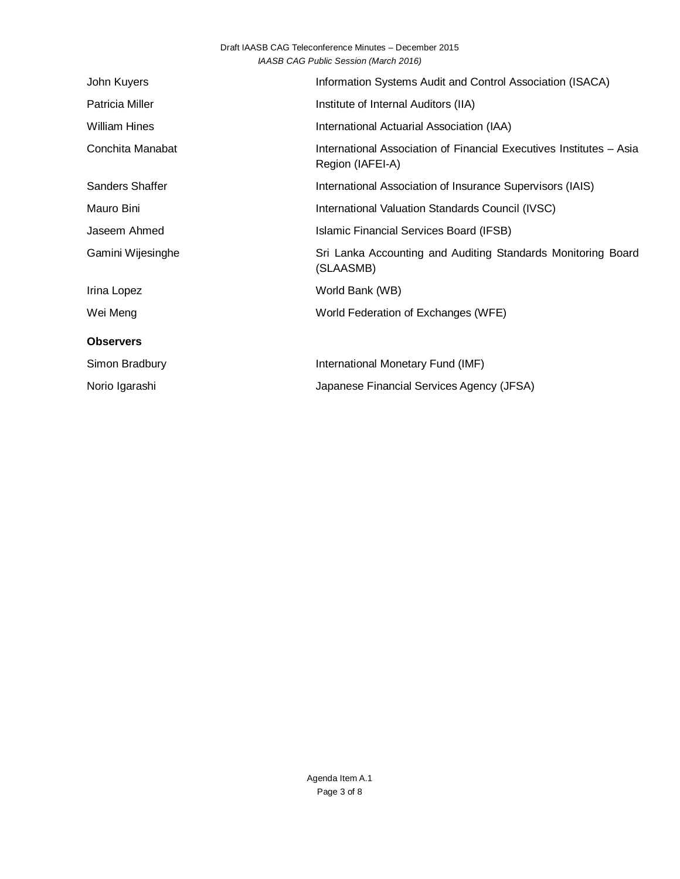| | |
|---|---|
| John Kuyers | Information Systems Audit and Control Association (ISACA) |
| Patricia Miller | Institute of Internal Auditors (IIA) |
| William Hines | International Actuarial Association (IAA) |
| Conchita Manabat | International Association of Financial Executives Institutes – Asia Region (IAFEI-A) |
| Sanders Shaffer | International Association of Insurance Supervisors (IAIS) |
| Mauro Bini | International Valuation Standards Council (IVSC) |
| Jaseem Ahmed | Islamic Financial Services Board (IFSB) |
| Gamini Wijesinghe | Sri Lanka Accounting and Auditing Standards Monitoring Board (SLAASMB) |
| Irina Lopez | World Bank (WB) |
| Wei Meng | World Federation of Exchanges (WFE) |

**Observers**

| | |
|---|---|
| Simon Bradbury | International Monetary Fund (IMF) |
| Norio Igarashi | Japanese Financial Services Agency (JFSA) |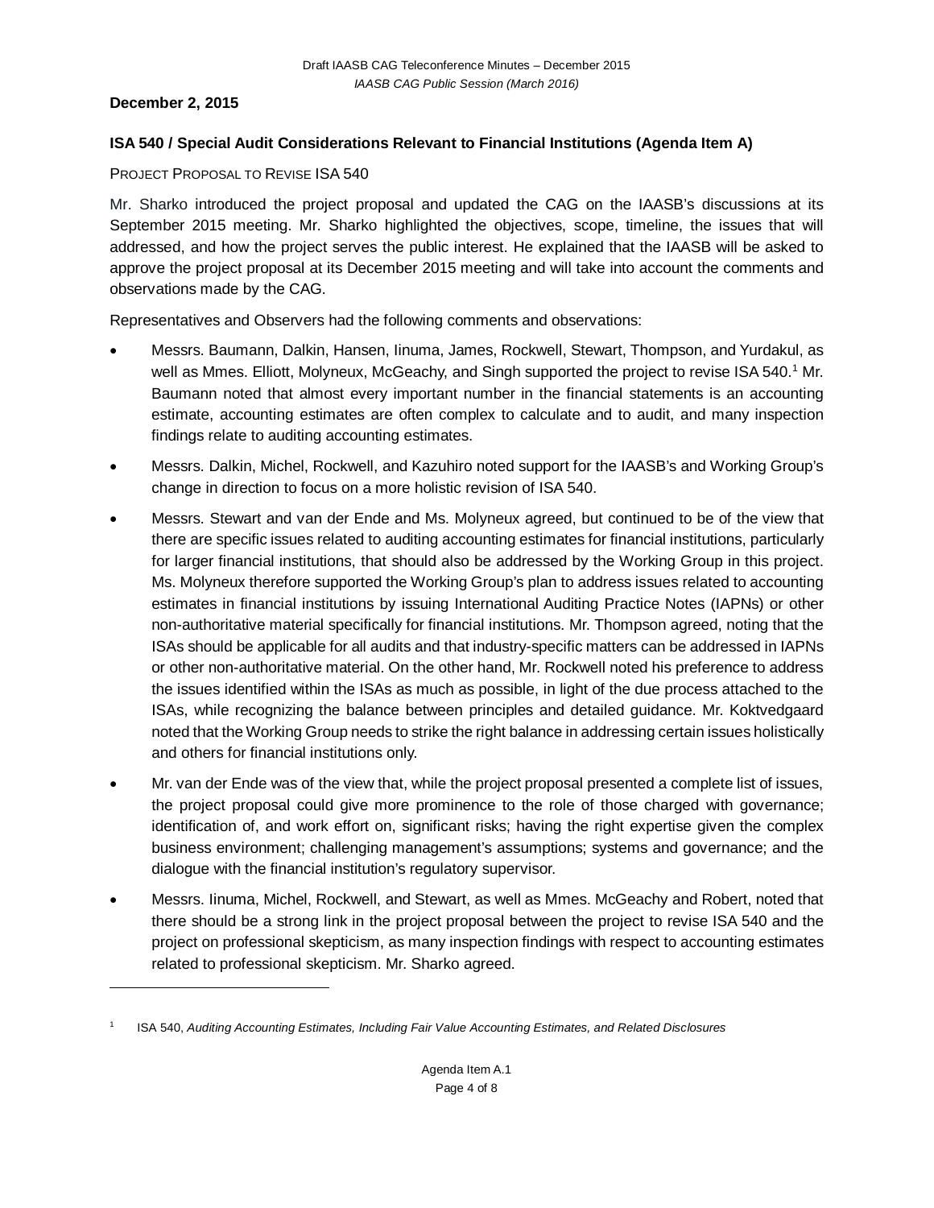**December 2, 2015**

**ISA 540 / Special Audit Considerations Relevant to Financial Institutions (Agenda Item A)**

PROJECT PROPOSAL TO REVISE ISA 540

Mr. Sharko introduced the project proposal and updated the CAG on the IAASB's discussions at its September 2015 meeting. Mr. Sharko highlighted the objectives, scope, timeline, the issues that will addressed, and how the project serves the public interest. He explained that the IAASB will be asked to approve the project proposal at its December 2015 meeting and will take into account the comments and observations made by the CAG.

Representatives and Observers had the following comments and observations:

- Messrs. Baumann, Dalkin, Hansen, Iinuma, James, Rockwell, Stewart, Thompson, and Yurdakul, as well as Mmes. Elliott, Molyneux, McGeachy, and Singh supported the project to revise ISA 540.[1] Mr. Baumann noted that almost every important number in the financial statements is an accounting estimate, accounting estimates are often complex to calculate and to audit, and many inspection findings relate to auditing accounting estimates.
- Messrs. Dalkin, Michel, Rockwell, and Kazuhiro noted support for the IAASB's and Working Group's change in direction to focus on a more holistic revision of ISA 540.
- Messrs. Stewart and van der Ende and Ms. Molyneux agreed, but continued to be of the view that there are specific issues related to auditing accounting estimates for financial institutions, particularly for larger financial institutions, that should also be addressed by the Working Group in this project. Ms. Molyneux therefore supported the Working Group's plan to address issues related to accounting estimates in financial institutions by issuing International Auditing Practice Notes (IAPNs) or other non-authoritative material specifically for financial institutions. Mr. Thompson agreed, noting that the ISAs should be applicable for all audits and that industry-specific matters can be addressed in IAPNs or other non-authoritative material. On the other hand, Mr. Rockwell noted his preference to address the issues identified within the ISAs as much as possible, in light of the due process attached to the ISAs, while recognizing the balance between principles and detailed guidance. Mr. Koktvedgaard noted that the Working Group needs to strike the right balance in addressing certain issues holistically and others for financial institutions only.
- Mr. van der Ende was of the view that, while the project proposal presented a complete list of issues, the project proposal could give more prominence to the role of those charged with governance; identification of, and work effort on, significant risks; having the right expertise given the complex business environment; challenging management's assumptions; systems and governance; and the dialogue with the financial institution's regulatory supervisor.
- Messrs. Iinuma, Michel, Rockwell, and Stewart, as well as Mmes. McGeachy and Robert, noted that there should be a strong link in the project proposal between the project to revise ISA 540 and the project on professional skepticism, as many inspection findings with respect to accounting estimates related to professional skepticism. Mr. Sharko agreed.

---

[1] ISA 540, *Auditing Accounting Estimates, Including Fair Value Accounting Estimates, and Related Disclosures*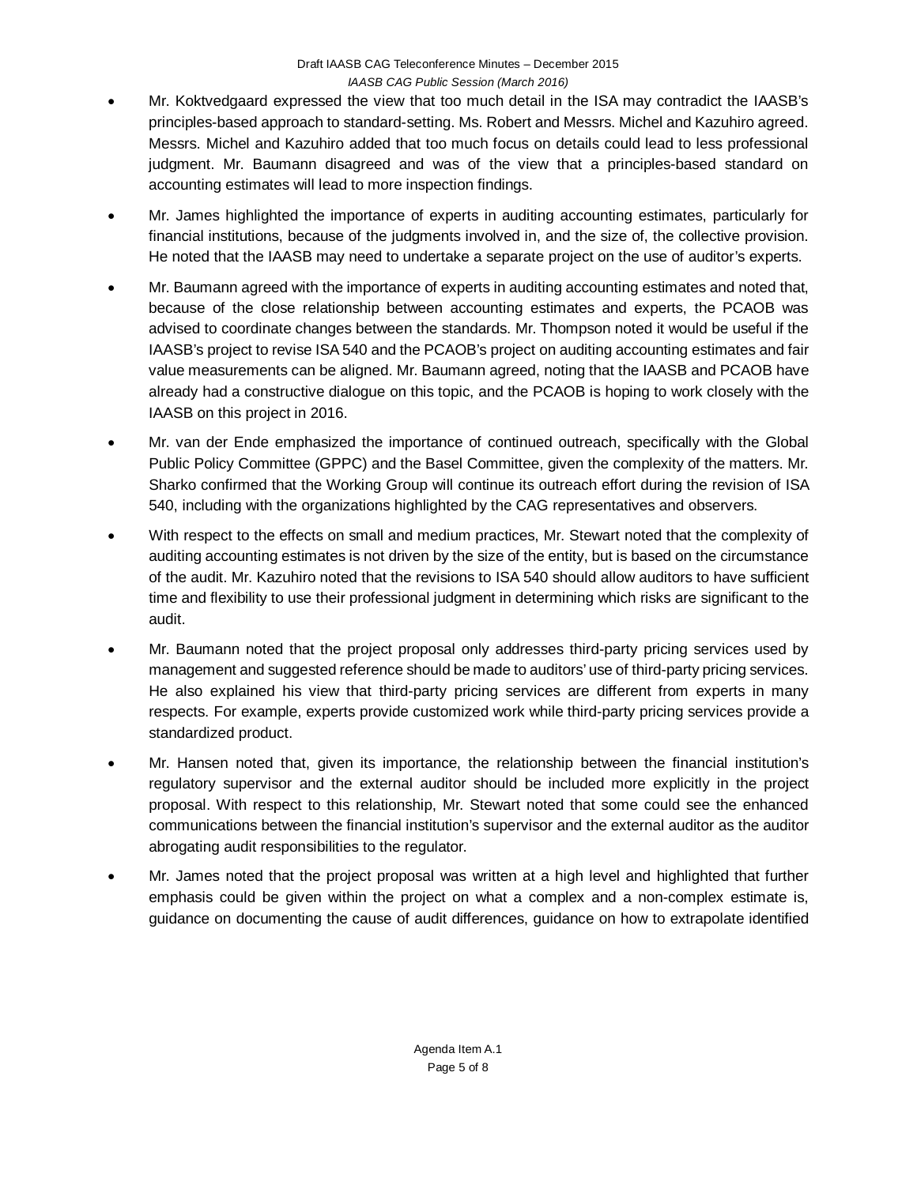- Mr. Koktvedgaard expressed the view that too much detail in the ISA may contradict the IAASB's principles-based approach to standard-setting. Ms. Robert and Messrs. Michel and Kazuhiro agreed. Messrs. Michel and Kazuhiro added that too much focus on details could lead to less professional judgment. Mr. Baumann disagreed and was of the view that a principles-based standard on accounting estimates will lead to more inspection findings.

- Mr. James highlighted the importance of experts in auditing accounting estimates, particularly for financial institutions, because of the judgments involved in, and the size of, the collective provision. He noted that the IAASB may need to undertake a separate project on the use of auditor's experts.

- Mr. Baumann agreed with the importance of experts in auditing accounting estimates and noted that, because of the close relationship between accounting estimates and experts, the PCAOB was advised to coordinate changes between the standards. Mr. Thompson noted it would be useful if the IAASB's project to revise ISA 540 and the PCAOB's project on auditing accounting estimates and fair value measurements can be aligned. Mr. Baumann agreed, noting that the IAASB and PCAOB have already had a constructive dialogue on this topic, and the PCAOB is hoping to work closely with the IAASB on this project in 2016.

- Mr. van der Ende emphasized the importance of continued outreach, specifically with the Global Public Policy Committee (GPPC) and the Basel Committee, given the complexity of the matters. Mr. Sharko confirmed that the Working Group will continue its outreach effort during the revision of ISA 540, including with the organizations highlighted by the CAG representatives and observers.

- With respect to the effects on small and medium practices, Mr. Stewart noted that the complexity of auditing accounting estimates is not driven by the size of the entity, but is based on the circumstance of the audit. Mr. Kazuhiro noted that the revisions to ISA 540 should allow auditors to have sufficient time and flexibility to use their professional judgment in determining which risks are significant to the audit.

- Mr. Baumann noted that the project proposal only addresses third-party pricing services used by management and suggested reference should be made to auditors' use of third-party pricing services. He also explained his view that third-party pricing services are different from experts in many respects. For example, experts provide customized work while third-party pricing services provide a standardized product.

- Mr. Hansen noted that, given its importance, the relationship between the financial institution's regulatory supervisor and the external auditor should be included more explicitly in the project proposal. With respect to this relationship, Mr. Stewart noted that some could see the enhanced communications between the financial institution's supervisor and the external auditor as the auditor abrogating audit responsibilities to the regulator.

- Mr. James noted that the project proposal was written at a high level and highlighted that further emphasis could be given within the project on what a complex and a non-complex estimate is, guidance on documenting the cause of audit differences, guidance on how to extrapolate identified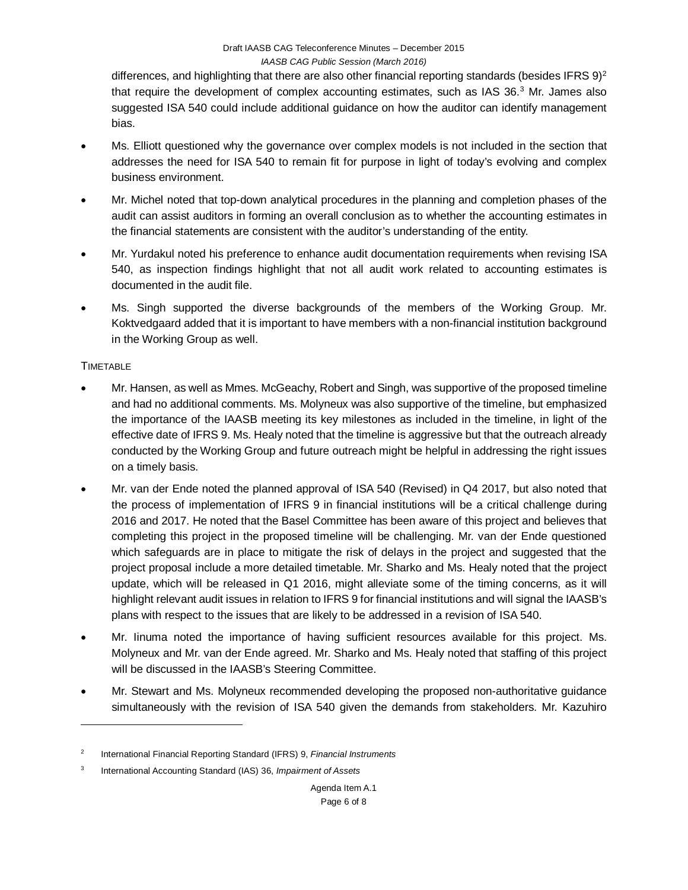differences, and highlighting that there are also other financial reporting standards (besides IFRS 9)[2] that require the development of complex accounting estimates, such as IAS 36.[3] Mr. James also suggested ISA 540 could include additional guidance on how the auditor can identify management bias.

- Ms. Elliott questioned why the governance over complex models is not included in the section that addresses the need for ISA 540 to remain fit for purpose in light of today's evolving and complex business environment.
- Mr. Michel noted that top-down analytical procedures in the planning and completion phases of the audit can assist auditors in forming an overall conclusion as to whether the accounting estimates in the financial statements are consistent with the auditor's understanding of the entity.
- Mr. Yurdakul noted his preference to enhance audit documentation requirements when revising ISA 540, as inspection findings highlight that not all audit work related to accounting estimates is documented in the audit file.
- Ms. Singh supported the diverse backgrounds of the members of the Working Group. Mr. Koktvedgaard added that it is important to have members with a non-financial institution background in the Working Group as well.

TIMETABLE

- Mr. Hansen, as well as Mmes. McGeachy, Robert and Singh, was supportive of the proposed timeline and had no additional comments. Ms. Molyneux was also supportive of the timeline, but emphasized the importance of the IAASB meeting its key milestones as included in the timeline, in light of the effective date of IFRS 9. Ms. Healy noted that the timeline is aggressive but that the outreach already conducted by the Working Group and future outreach might be helpful in addressing the right issues on a timely basis.
- Mr. van der Ende noted the planned approval of ISA 540 (Revised) in Q4 2017, but also noted that the process of implementation of IFRS 9 in financial institutions will be a critical challenge during 2016 and 2017. He noted that the Basel Committee has been aware of this project and believes that completing this project in the proposed timeline will be challenging. Mr. van der Ende questioned which safeguards are in place to mitigate the risk of delays in the project and suggested that the project proposal include a more detailed timetable. Mr. Sharko and Ms. Healy noted that the project update, which will be released in Q1 2016, might alleviate some of the timing concerns, as it will highlight relevant audit issues in relation to IFRS 9 for financial institutions and will signal the IAASB's plans with respect to the issues that are likely to be addressed in a revision of ISA 540.
- Mr. Iinuma noted the importance of having sufficient resources available for this project. Ms. Molyneux and Mr. van der Ende agreed. Mr. Sharko and Ms. Healy noted that staffing of this project will be discussed in the IAASB's Steering Committee.
- Mr. Stewart and Ms. Molyneux recommended developing the proposed non-authoritative guidance simultaneously with the revision of ISA 540 given the demands from stakeholders. Mr. Kazuhiro

---

[2] International Financial Reporting Standard (IFRS) 9, *Financial Instruments*

[3] International Accounting Standard (IAS) 36, *Impairment of Assets*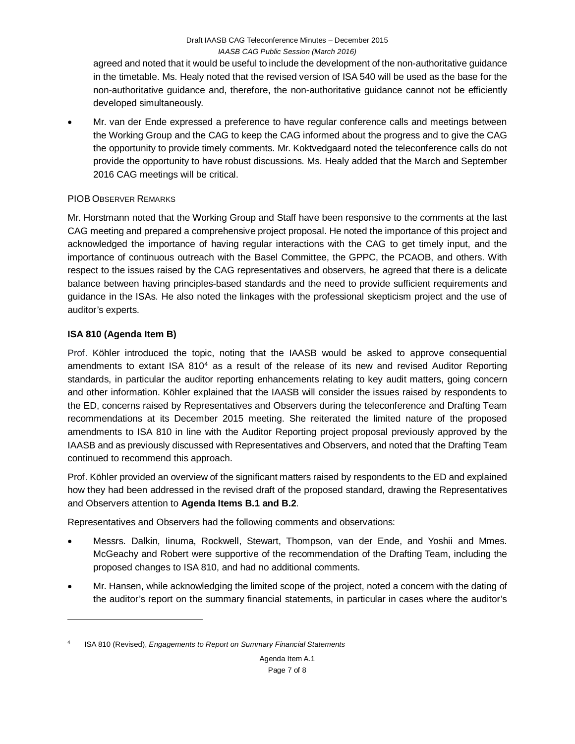agreed and noted that it would be useful to include the development of the non-authoritative guidance in the timetable. Ms. Healy noted that the revised version of ISA 540 will be used as the base for the non-authoritative guidance and, therefore, the non-authoritative guidance cannot not be efficiently developed simultaneously.

- Mr. van der Ende expressed a preference to have regular conference calls and meetings between the Working Group and the CAG to keep the CAG informed about the progress and to give the CAG the opportunity to provide timely comments. Mr. Koktvedgaard noted the teleconference calls do not provide the opportunity to have robust discussions. Ms. Healy added that the March and September 2016 CAG meetings will be critical.

PIOB OBSERVER REMARKS

Mr. Horstmann noted that the Working Group and Staff have been responsive to the comments at the last CAG meeting and prepared a comprehensive project proposal. He noted the importance of this project and acknowledged the importance of having regular interactions with the CAG to get timely input, and the importance of continuous outreach with the Basel Committee, the GPPC, the PCAOB, and others. With respect to the issues raised by the CAG representatives and observers, he agreed that there is a delicate balance between having principles-based standards and the need to provide sufficient requirements and guidance in the ISAs. He also noted the linkages with the professional skepticism project and the use of auditor's experts.

**ISA 810 (Agenda Item B)**

Prof. Köhler introduced the topic, noting that the IAASB would be asked to approve consequential amendments to extant ISA 810[4] as a result of the release of its new and revised Auditor Reporting standards, in particular the auditor reporting enhancements relating to key audit matters, going concern and other information. Köhler explained that the IAASB will consider the issues raised by respondents to the ED, concerns raised by Representatives and Observers during the teleconference and Drafting Team recommendations at its December 2015 meeting. She reiterated the limited nature of the proposed amendments to ISA 810 in line with the Auditor Reporting project proposal previously approved by the IAASB and as previously discussed with Representatives and Observers, and noted that the Drafting Team continued to recommend this approach.

Prof. Köhler provided an overview of the significant matters raised by respondents to the ED and explained how they had been addressed in the revised draft of the proposed standard, drawing the Representatives and Observers attention to **Agenda Items B.1 and B.2**.

Representatives and Observers had the following comments and observations:

- Messrs. Dalkin, Iinuma, Rockwell, Stewart, Thompson, van der Ende, and Yoshii and Mmes. McGeachy and Robert were supportive of the recommendation of the Drafting Team, including the proposed changes to ISA 810, and had no additional comments.
- Mr. Hansen, while acknowledging the limited scope of the project, noted a concern with the dating of the auditor's report on the summary financial statements, in particular in cases where the auditor's

[4] ISA 810 (Revised), *Engagements to Report on Summary Financial Statements*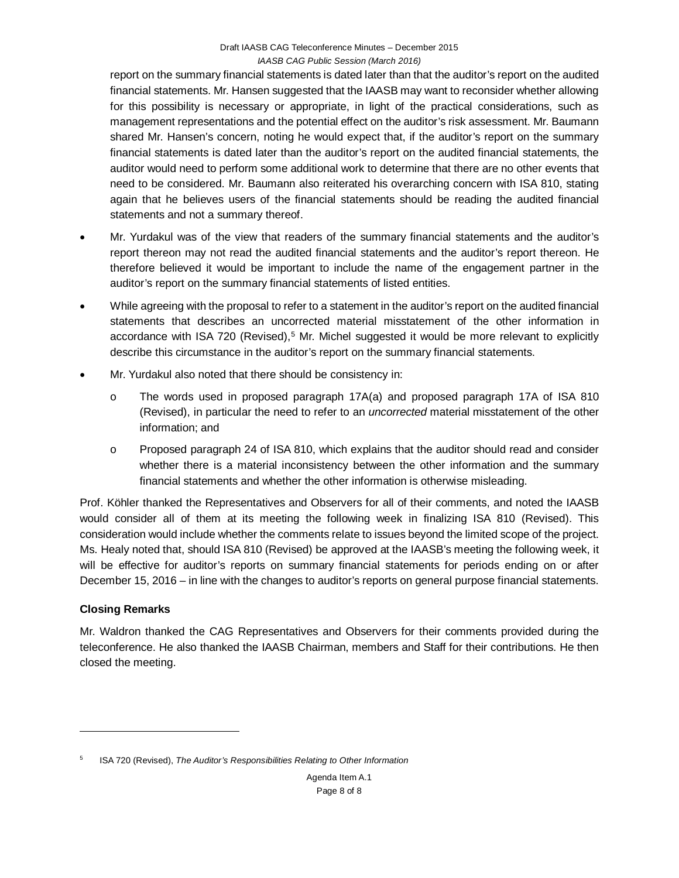report on the summary financial statements is dated later than that the auditor's report on the audited financial statements. Mr. Hansen suggested that the IAASB may want to reconsider whether allowing for this possibility is necessary or appropriate, in light of the practical considerations, such as management representations and the potential effect on the auditor's risk assessment. Mr. Baumann shared Mr. Hansen's concern, noting he would expect that, if the auditor's report on the summary financial statements is dated later than the auditor's report on the audited financial statements, the auditor would need to perform some additional work to determine that there are no other events that need to be considered. Mr. Baumann also reiterated his overarching concern with ISA 810, stating again that he believes users of the financial statements should be reading the audited financial statements and not a summary thereof.

- Mr. Yurdakul was of the view that readers of the summary financial statements and the auditor's report thereon may not read the audited financial statements and the auditor's report thereon. He therefore believed it would be important to include the name of the engagement partner in the auditor's report on the summary financial statements of listed entities.
- While agreeing with the proposal to refer to a statement in the auditor's report on the audited financial statements that describes an uncorrected material misstatement of the other information in accordance with ISA 720 (Revised),[5] Mr. Michel suggested it would be more relevant to explicitly describe this circumstance in the auditor's report on the summary financial statements.
- Mr. Yurdakul also noted that there should be consistency in:
  - The words used in proposed paragraph 17A(a) and proposed paragraph 17A of ISA 810 (Revised), in particular the need to refer to an *uncorrected* material misstatement of the other information; and
  - Proposed paragraph 24 of ISA 810, which explains that the auditor should read and consider whether there is a material inconsistency between the other information and the summary financial statements and whether the other information is otherwise misleading.

Prof. Köhler thanked the Representatives and Observers for all of their comments, and noted the IAASB would consider all of them at its meeting the following week in finalizing ISA 810 (Revised). This consideration would include whether the comments relate to issues beyond the limited scope of the project. Ms. Healy noted that, should ISA 810 (Revised) be approved at the IAASB's meeting the following week, it will be effective for auditor's reports on summary financial statements for periods ending on or after December 15, 2016 – in line with the changes to auditor's reports on general purpose financial statements.

**Closing Remarks**

Mr. Waldron thanked the CAG Representatives and Observers for their comments provided during the teleconference. He also thanked the IAASB Chairman, members and Staff for their contributions. He then closed the meeting.

---

[5] ISA 720 (Revised), *The Auditor's Responsibilities Relating to Other Information*